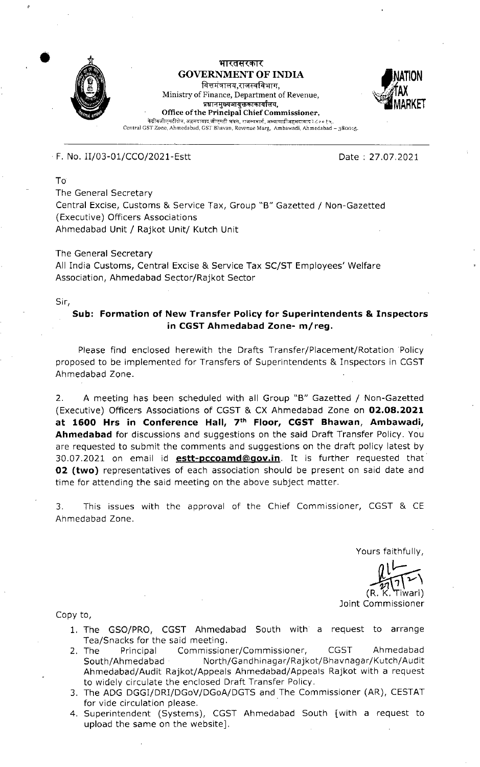भारतसरकार
**GOVERNMENT OF INDIA**
वित्तमंत्रालय,राजस्वविभाग,
Ministry of Finance, Department of Revenue,
प्रधानमुख्यआयुक्तकाकार्यालय,
**Office of the Principal Chief Commissioner,**
केंद्रीयजीएसटीक्षेत्र, अहमदाबाद,जीएसटी भवन, राजस्वमार्ग, अम्बावाडीअहमदाबाद ३८००१५.
Central GST Zone, Ahmedabad, GST Bhavan, Revenue Marg, Ambawadi, Ahmedabad – 380015.

F. No. II/03-01/CCO/2021-Estt

Date : 27.07.2021

To
The General Secretary
Central Excise, Customs & Service Tax, Group "B" Gazetted / Non-Gazetted (Executive) Officers Associations
Ahmedabad Unit / Rajkot Unit/ Kutch Unit

The General Secretary
All India Customs, Central Excise & Service Tax SC/ST Employees' Welfare Association, Ahmedabad Sector/Rajkot Sector

Sir,

**Sub: Formation of New Transfer Policy for Superintendents & Inspectors in CGST Ahmedabad Zone- m/reg.**

Please find enclosed herewith the Drafts Transfer/Placement/Rotation Policy proposed to be implemented for Transfers of Superintendents & Inspectors in CGST Ahmedabad Zone.

2. A meeting has been scheduled with all Group "B" Gazetted / Non-Gazetted (Executive) Officers Associations of CGST & CX Ahmedabad Zone on **02.08.2021 at 1600 Hrs in Conference Hall, 7th Floor, CGST Bhavan, Ambawadi, Ahmedabad** for discussions and suggestions on the said Draft Transfer Policy. You are requested to submit the comments and suggestions on the draft policy latest by 30.07.2021 on email id **estt-pccoamd@gov.in**. It is further requested that **02 (two)** representatives of each association should be present on said date and time for attending the said meeting on the above subject matter.

3. This issues with the approval of the Chief Commissioner, CGST & CE Ahmedabad Zone.

Yours faithfully,

27/7/21
(R. K. Tiwari)
Joint Commissioner

Copy to,

1. The GSO/PRO, CGST Ahmedabad South with a request to arrange Tea/Snacks for the said meeting.
2. The Principal Commissioner/Commissioner, CGST Ahmedabad South/Ahmedabad North/Gandhinagar/Rajkot/Bhavnagar/Kutch/Audit Ahmedabad/Audit Rajkot/Appeals Ahmedabad/Appeals Rajkot with a request to widely circulate the enclosed Draft Transfer Policy.
3. The ADG DGGI/DRI/DGoV/DGoA/DGTS and The Commissioner (AR), CESTAT for vide circulation please.
4. Superintendent (Systems), CGST Ahmedabad South [with a request to upload the same on the website].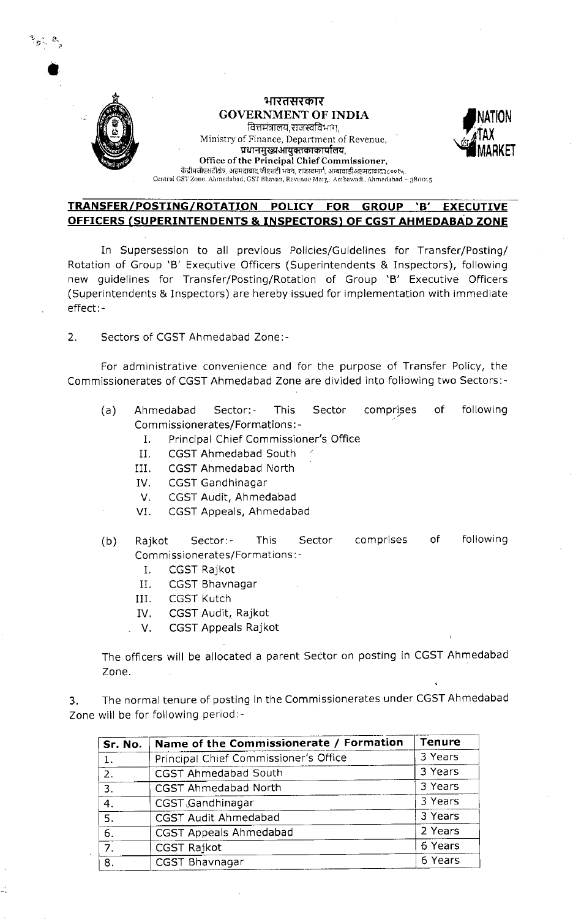**भारतसरकार**
**GOVERNMENT OF INDIA**
वित्तमंत्रालय,राजस्वविभाग,
Ministry of Finance, Department of Revenue,
**प्रधानमुख्यआयुक्तकाकार्यालय,**
**Office of the Principal Chief Commissioner,**
केंद्रीयजीएसटीक्षेत्र, अहमदाबाद,जीएसटी भवन, राजस्वमार्ग, अम्बावाडीअहमदाबाद३८००१५.
Central GST Zone, Ahmedabad, GST Bhavan, Revenue Marg, Ambawadi, Ahmedabad – 380015.

## TRANSFER/POSTING/ROTATION POLICY FOR GROUP 'B' EXECUTIVE OFFICERS (SUPERINTENDENTS & INSPECTORS) OF CGST AHMEDABAD ZONE

In Supersession to all previous Policies/Guidelines for Transfer/Posting/ Rotation of Group 'B' Executive Officers (Superintendents & Inspectors), following new guidelines for Transfer/Posting/Rotation of Group 'B' Executive Officers (Superintendents & Inspectors) are hereby issued for implementation with immediate effect:-

2. Sectors of CGST Ahmedabad Zone:-

For administrative convenience and for the purpose of Transfer Policy, the Commissionerates of CGST Ahmedabad Zone are divided into following two Sectors:-

(a) Ahmedabad Sector:- This Sector comprises of following Commissionerates/Formations:-

I. Principal Chief Commissioner's Office
II. CGST Ahmedabad South
III. CGST Ahmedabad North
IV. CGST Gandhinagar
V. CGST Audit, Ahmedabad
VI. CGST Appeals, Ahmedabad

(b) Rajkot Sector:- This Sector comprises of following Commissionerates/Formations:-

I. CGST Rajkot
II. CGST Bhavnagar
III. CGST Kutch
IV. CGST Audit, Rajkot
V. CGST Appeals Rajkot

The officers will be allocated a parent Sector on posting in CGST Ahmedabad Zone.

3. The normal tenure of posting in the Commissionerates under CGST Ahmedabad Zone will be for following period:-

| Sr. No. | Name of the Commissionerate / Formation | Tenure |
|---|---|---|
| 1. | Principal Chief Commissioner's Office | 3 Years |
| 2. | CGST Ahmedabad South | 3 Years |
| 3. | CGST Ahmedabad North | 3 Years |
| 4. | CGST Gandhinagar | 3 Years |
| 5. | CGST Audit Ahmedabad | 3 Years |
| 6. | CGST Appeals Ahmedabad | 2 Years |
| 7. | CGST Rajkot | 6 Years |
| 8. | CGST Bhavnagar | 6 Years |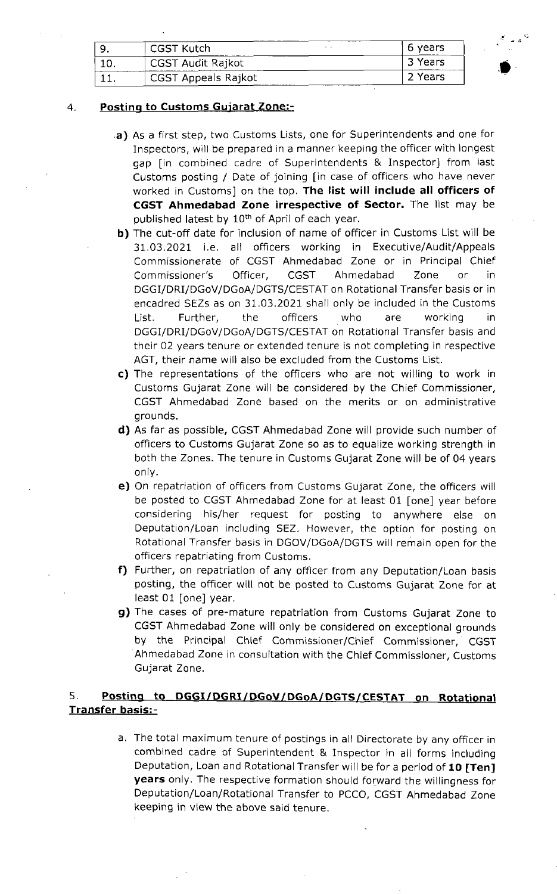| 9. | CGST Kutch | 6 years |
|---|---|---|
| 10. | CGST Audit Rajkot | 3 Years |
| 11. | CGST Appeals Rajkot | 2 Years |

4. **Posting to Customs Gujarat Zone:-**

   **a)** As a first step, two Customs Lists, one for Superintendents and one for Inspectors, will be prepared in a manner keeping the officer with longest gap [in combined cadre of Superintendents & Inspector] from last Customs posting / Date of joining [in case of officers who have never worked in Customs] on the top. **The list will include all officers of CGST Ahmedabad Zone irrespective of Sector.** The list may be published latest by 10th of April of each year.

   **b)** The cut-off date for inclusion of name of officer in Customs List will be 31.03.2021 i.e. all officers working in Executive/Audit/Appeals Commissionerate of CGST Ahmedabad Zone or in Principal Chief Commissioner's Officer, CGST Ahmedabad Zone or in DGGI/DRI/DGoV/DGoA/DGTS/CESTAT on Rotational Transfer basis or in encadred SEZs as on 31.03.2021 shall only be included in the Customs List. Further, the officers who are working in DGGI/DRI/DGoV/DGoA/DGTS/CESTAT on Rotational Transfer basis and their 02 years tenure or extended tenure is not completing in respective AGT, their name will also be excluded from the Customs List.

   **c)** The representations of the officers who are not willing to work in Customs Gujarat Zone will be considered by the Chief Commissioner, CGST Ahmedabad Zone based on the merits or on administrative grounds.

   **d)** As far as possible, CGST Ahmedabad Zone will provide such number of officers to Customs Gujarat Zone so as to equalize working strength in both the Zones. The tenure in Customs Gujarat Zone will be of 04 years only.

   **e)** On repatriation of officers from Customs Gujarat Zone, the officers will be posted to CGST Ahmedabad Zone for at least 01 [one] year before considering his/her request for posting to anywhere else on Deputation/Loan including SEZ. However, the option for posting on Rotational Transfer basis in DGOV/DGoA/DGTS will remain open for the officers repatriating from Customs.

   **f)** Further, on repatriation of any officer from any Deputation/Loan basis posting, the officer will not be posted to Customs Gujarat Zone for at least 01 [one] year.

   **g)** The cases of pre-mature repatriation from Customs Gujarat Zone to CGST Ahmedabad Zone will only be considered on exceptional grounds by the Principal Chief Commissioner/Chief Commissioner, CGST Ahmedabad Zone in consultation with the Chief Commissioner, Customs Gujarat Zone.

5. **Posting to DGGI/DGRI/DGoV/DGoA/DGTS/CESTAT on Rotational Transfer basis:-**

   a. The total maximum tenure of postings in all Directorate by any officer in combined cadre of Superintendent & Inspector in all forms including Deputation, Loan and Rotational Transfer will be for a period of **10 [Ten] years** only. The respective formation should forward the willingness for Deputation/Loan/Rotational Transfer to PCCO, CGST Ahmedabad Zone keeping in view the above said tenure.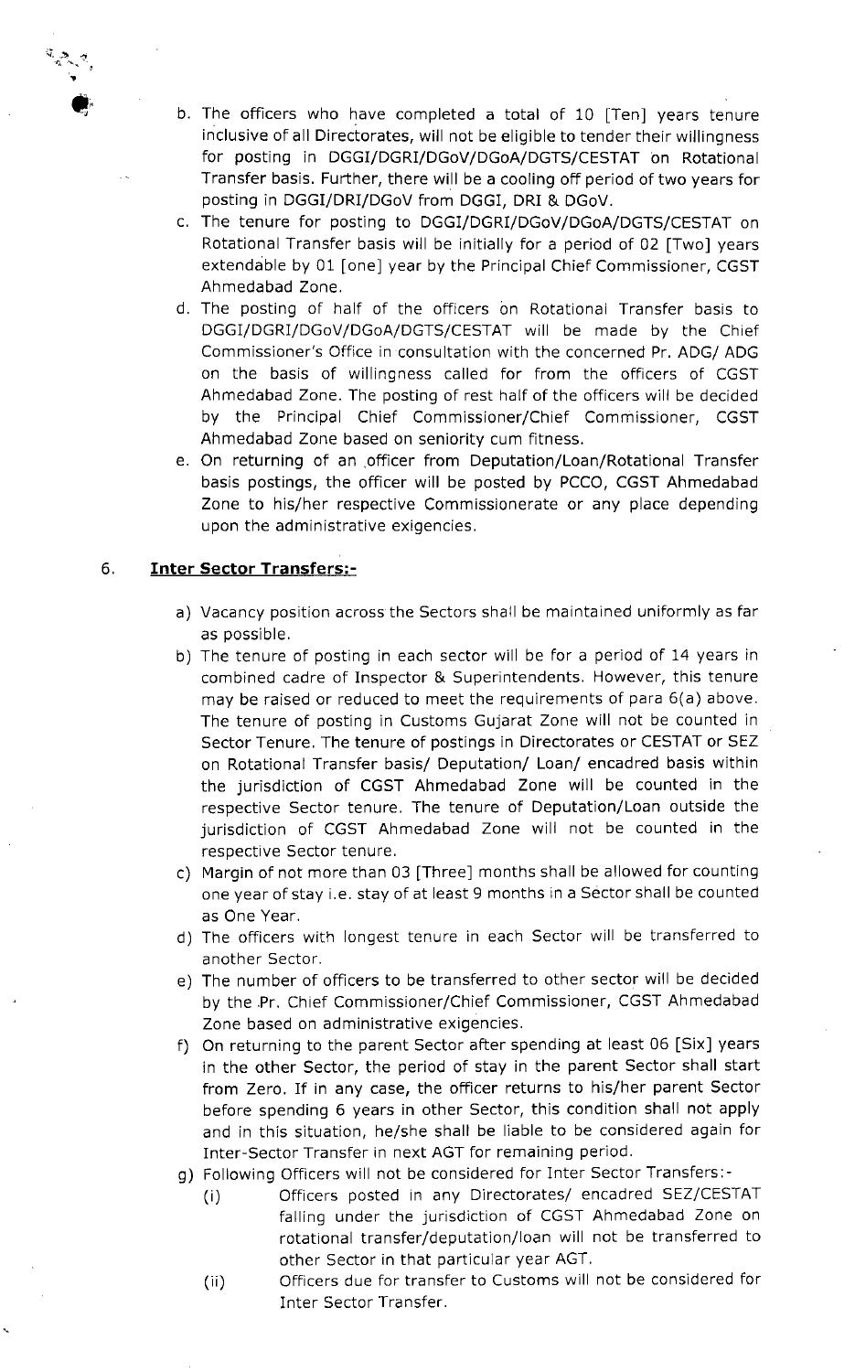b. The officers who have completed a total of 10 [Ten] years tenure inclusive of all Directorates, will not be eligible to tender their willingness for posting in DGGI/DGRI/DGoV/DGoA/DGTS/CESTAT on Rotational Transfer basis. Further, there will be a cooling off period of two years for posting in DGGI/DRI/DGoV from DGGI, DRI & DGoV.

c. The tenure for posting to DGGI/DGRI/DGoV/DGoA/DGTS/CESTAT on Rotational Transfer basis will be initially for a period of 02 [Two] years extendable by 01 [one] year by the Principal Chief Commissioner, CGST Ahmedabad Zone.

d. The posting of half of the officers on Rotational Transfer basis to DGGI/DGRI/DGoV/DGoA/DGTS/CESTAT will be made by the Chief Commissioner's Office in consultation with the concerned Pr. ADG/ ADG on the basis of willingness called for from the officers of CGST Ahmedabad Zone. The posting of rest half of the officers will be decided by the Principal Chief Commissioner/Chief Commissioner, CGST Ahmedabad Zone based on seniority cum fitness.

e. On returning of an officer from Deputation/Loan/Rotational Transfer basis postings, the officer will be posted by PCCO, CGST Ahmedabad Zone to his/her respective Commissionerate or any place depending upon the administrative exigencies.

6. **Inter Sector Transfers:-**

a) Vacancy position across the Sectors shall be maintained uniformly as far as possible.

b) The tenure of posting in each sector will be for a period of 14 years in combined cadre of Inspector & Superintendents. However, this tenure may be raised or reduced to meet the requirements of para 6(a) above. The tenure of posting in Customs Gujarat Zone will not be counted in Sector Tenure. The tenure of postings in Directorates or CESTAT or SEZ on Rotational Transfer basis/ Deputation/ Loan/ encadred basis within the jurisdiction of CGST Ahmedabad Zone will be counted in the respective Sector tenure. The tenure of Deputation/Loan outside the jurisdiction of CGST Ahmedabad Zone will not be counted in the respective Sector tenure.

c) Margin of not more than 03 [Three] months shall be allowed for counting one year of stay i.e. stay of at least 9 months in a Sector shall be counted as One Year.

d) The officers with longest tenure in each Sector will be transferred to another Sector.

e) The number of officers to be transferred to other sector will be decided by the Pr. Chief Commissioner/Chief Commissioner, CGST Ahmedabad Zone based on administrative exigencies.

f) On returning to the parent Sector after spending at least 06 [Six] years in the other Sector, the period of stay in the parent Sector shall start from Zero. If in any case, the officer returns to his/her parent Sector before spending 6 years in other Sector, this condition shall not apply and in this situation, he/she shall be liable to be considered again for Inter-Sector Transfer in next AGT for remaining period.

g) Following Officers will not be considered for Inter Sector Transfers:-

   (i) Officers posted in any Directorates/ encadred SEZ/CESTAT falling under the jurisdiction of CGST Ahmedabad Zone on rotational transfer/deputation/loan will not be transferred to other Sector in that particular year AGT.

   (ii) Officers due for transfer to Customs will not be considered for Inter Sector Transfer.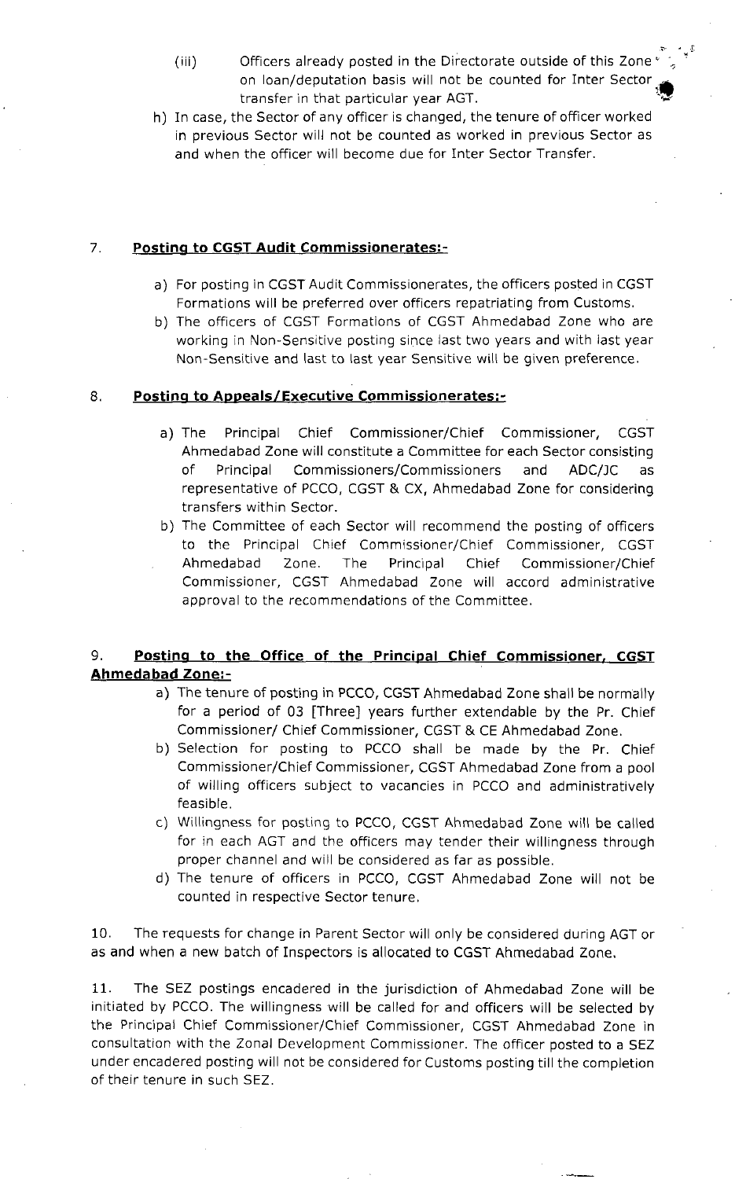(iii) Officers already posted in the Directorate outside of this Zone on loan/deputation basis will not be counted for Inter Sector transfer in that particular year AGT.

h) In case, the Sector of any officer is changed, the tenure of officer worked in previous Sector will not be counted as worked in previous Sector as and when the officer will become due for Inter Sector Transfer.

7. **Posting to CGST Audit Commissionerates:-**

a) For posting in CGST Audit Commissionerates, the officers posted in CGST Formations will be preferred over officers repatriating from Customs.

b) The officers of CGST Formations of CGST Ahmedabad Zone who are working in Non-Sensitive posting since last two years and with last year Non-Sensitive and last to last year Sensitive will be given preference.

8. **Posting to Appeals/Executive Commissionerates:-**

a) The Principal Chief Commissioner/Chief Commissioner, CGST Ahmedabad Zone will constitute a Committee for each Sector consisting of Principal Commissioners/Commissioners and ADC/JC as representative of PCCO, CGST & CX, Ahmedabad Zone for considering transfers within Sector.

b) The Committee of each Sector will recommend the posting of officers to the Principal Chief Commissioner/Chief Commissioner, CGST Ahmedabad Zone. The Principal Chief Commissioner/Chief Commissioner, CGST Ahmedabad Zone will accord administrative approval to the recommendations of the Committee.

9. **Posting to the Office of the Principal Chief Commissioner, CGST Ahmedabad Zone:-**

a) The tenure of posting in PCCO, CGST Ahmedabad Zone shall be normally for a period of 03 [Three] years further extendable by the Pr. Chief Commissioner/ Chief Commissioner, CGST & CE Ahmedabad Zone.

b) Selection for posting to PCCO shall be made by the Pr. Chief Commissioner/Chief Commissioner, CGST Ahmedabad Zone from a pool of willing officers subject to vacancies in PCCO and administratively feasible.

c) Willingness for posting to PCCO, CGST Ahmedabad Zone will be called for in each AGT and the officers may tender their willingness through proper channel and will be considered as far as possible.

d) The tenure of officers in PCCO, CGST Ahmedabad Zone will not be counted in respective Sector tenure.

10. The requests for change in Parent Sector will only be considered during AGT or as and when a new batch of Inspectors is allocated to CGST Ahmedabad Zone.

11. The SEZ postings encadered in the jurisdiction of Ahmedabad Zone will be initiated by PCCO. The willingness will be called for and officers will be selected by the Principal Chief Commissioner/Chief Commissioner, CGST Ahmedabad Zone in consultation with the Zonal Development Commissioner. The officer posted to a SEZ under encadered posting will not be considered for Customs posting till the completion of their tenure in such SEZ.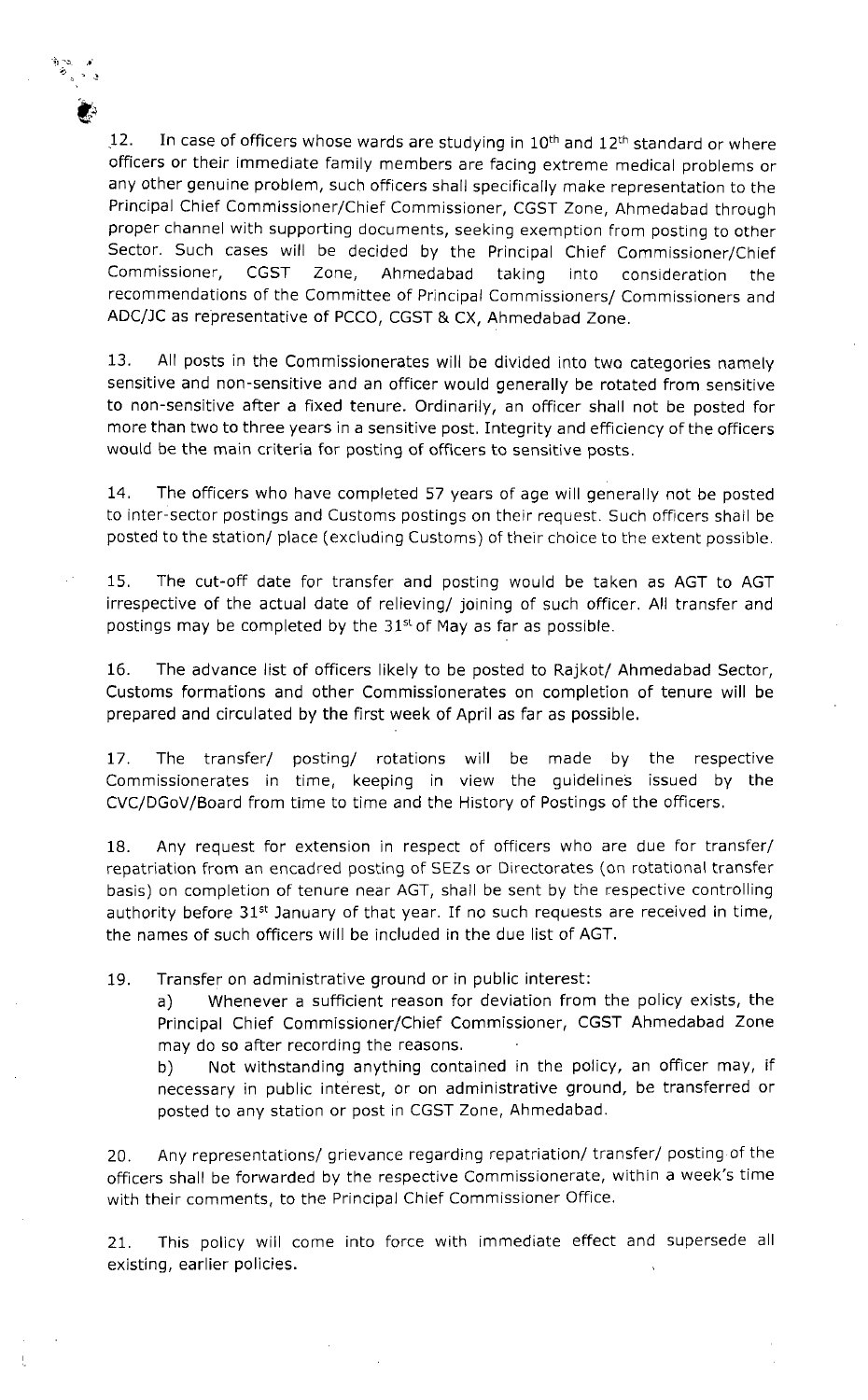12. In case of officers whose wards are studying in 10th and 12th standard or where officers or their immediate family members are facing extreme medical problems or any other genuine problem, such officers shall specifically make representation to the Principal Chief Commissioner/Chief Commissioner, CGST Zone, Ahmedabad through proper channel with supporting documents, seeking exemption from posting to other Sector. Such cases will be decided by the Principal Chief Commissioner/Chief Commissioner, CGST Zone, Ahmedabad taking into consideration the recommendations of the Committee of Principal Commissioners/ Commissioners and ADC/JC as representative of PCCO, CGST & CX, Ahmedabad Zone.

13. All posts in the Commissionerates will be divided into two categories namely sensitive and non-sensitive and an officer would generally be rotated from sensitive to non-sensitive after a fixed tenure. Ordinarily, an officer shall not be posted for more than two to three years in a sensitive post. Integrity and efficiency of the officers would be the main criteria for posting of officers to sensitive posts.

14. The officers who have completed 57 years of age will generally not be posted to inter-sector postings and Customs postings on their request. Such officers shall be posted to the station/ place (excluding Customs) of their choice to the extent possible.

15. The cut-off date for transfer and posting would be taken as AGT to AGT irrespective of the actual date of relieving/ joining of such officer. All transfer and postings may be completed by the 31st of May as far as possible.

16. The advance list of officers likely to be posted to Rajkot/ Ahmedabad Sector, Customs formations and other Commissionerates on completion of tenure will be prepared and circulated by the first week of April as far as possible.

17. The transfer/ posting/ rotations will be made by the respective Commissionerates in time, keeping in view the guidelines issued by the CVC/DGoV/Board from time to time and the History of Postings of the officers.

18. Any request for extension in respect of officers who are due for transfer/ repatriation from an encadred posting of SEZs or Directorates (on rotational transfer basis) on completion of tenure near AGT, shall be sent by the respective controlling authority before 31st January of that year. If no such requests are received in time, the names of such officers will be included in the due list of AGT.

19. Transfer on administrative ground or in public interest:

a) Whenever a sufficient reason for deviation from the policy exists, the Principal Chief Commissioner/Chief Commissioner, CGST Ahmedabad Zone may do so after recording the reasons.

b) Not withstanding anything contained in the policy, an officer may, if necessary in public interest, or on administrative ground, be transferred or posted to any station or post in CGST Zone, Ahmedabad.

20. Any representations/ grievance regarding repatriation/ transfer/ posting of the officers shall be forwarded by the respective Commissionerate, within a week's time with their comments, to the Principal Chief Commissioner Office.

21. This policy will come into force with immediate effect and supersede all existing, earlier policies.